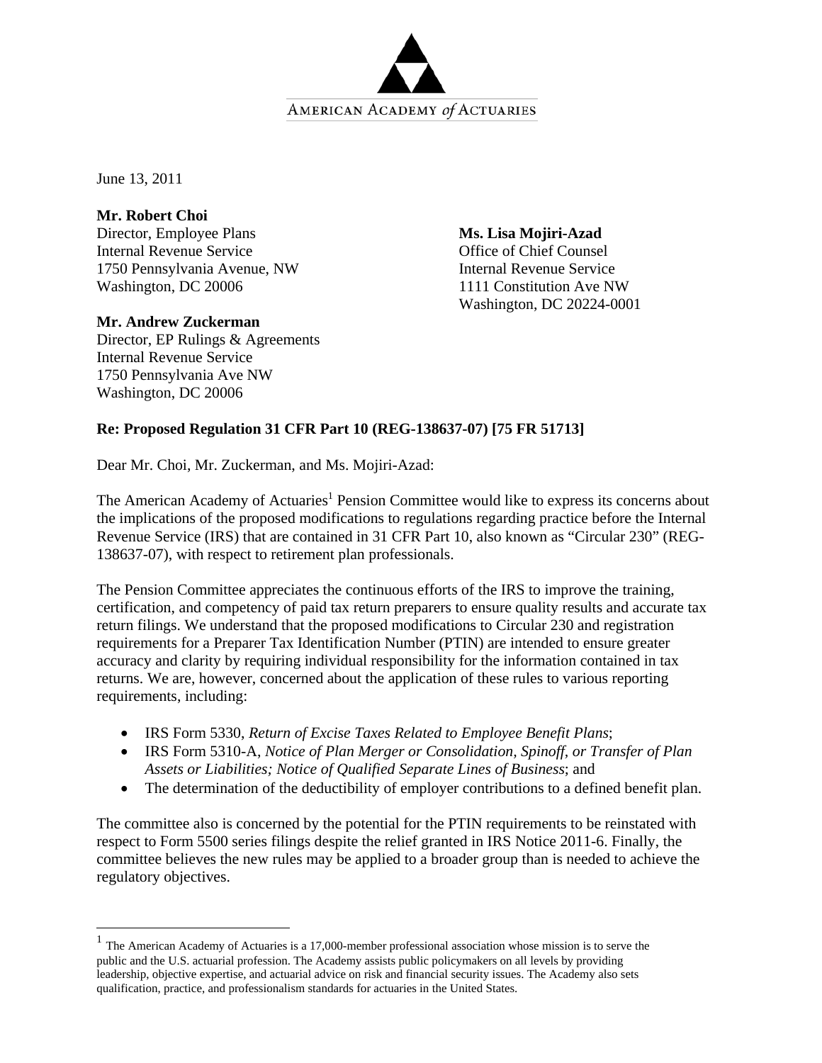AMERICAN ACADEMY *of* ACTUARIES

June 13, 2011

**Mr. Robert Choi**
Director, Employee Plans
Internal Revenue Service
1750 Pennsylvania Avenue, NW
Washington, DC 20006

**Ms. Lisa Mojiri-Azad**
Office of Chief Counsel
Internal Revenue Service
1111 Constitution Ave NW
Washington, DC 20224-0001

**Mr. Andrew Zuckerman**
Director, EP Rulings & Agreements
Internal Revenue Service
1750 Pennsylvania Ave NW
Washington, DC 20006

**Re: Proposed Regulation 31 CFR Part 10 (REG-138637-07) [75 FR 51713]**

Dear Mr. Choi, Mr. Zuckerman, and Ms. Mojiri-Azad:

The American Academy of Actuaries[1] Pension Committee would like to express its concerns about the implications of the proposed modifications to regulations regarding practice before the Internal Revenue Service (IRS) that are contained in 31 CFR Part 10, also known as "Circular 230" (REG-138637-07), with respect to retirement plan professionals.

The Pension Committee appreciates the continuous efforts of the IRS to improve the training, certification, and competency of paid tax return preparers to ensure quality results and accurate tax return filings. We understand that the proposed modifications to Circular 230 and registration requirements for a Preparer Tax Identification Number (PTIN) are intended to ensure greater accuracy and clarity by requiring individual responsibility for the information contained in tax returns. We are, however, concerned about the application of these rules to various reporting requirements, including:

- IRS Form 5330, *Return of Excise Taxes Related to Employee Benefit Plans*;
- IRS Form 5310-A, *Notice of Plan Merger or Consolidation, Spinoff, or Transfer of Plan Assets or Liabilities; Notice of Qualified Separate Lines of Business*; and
- The determination of the deductibility of employer contributions to a defined benefit plan.

The committee also is concerned by the potential for the PTIN requirements to be reinstated with respect to Form 5500 series filings despite the relief granted in IRS Notice 2011-6. Finally, the committee believes the new rules may be applied to a broader group than is needed to achieve the regulatory objectives.

---

[1] The American Academy of Actuaries is a 17,000-member professional association whose mission is to serve the public and the U.S. actuarial profession. The Academy assists public policymakers on all levels by providing leadership, objective expertise, and actuarial advice on risk and financial security issues. The Academy also sets qualification, practice, and professionalism standards for actuaries in the United States.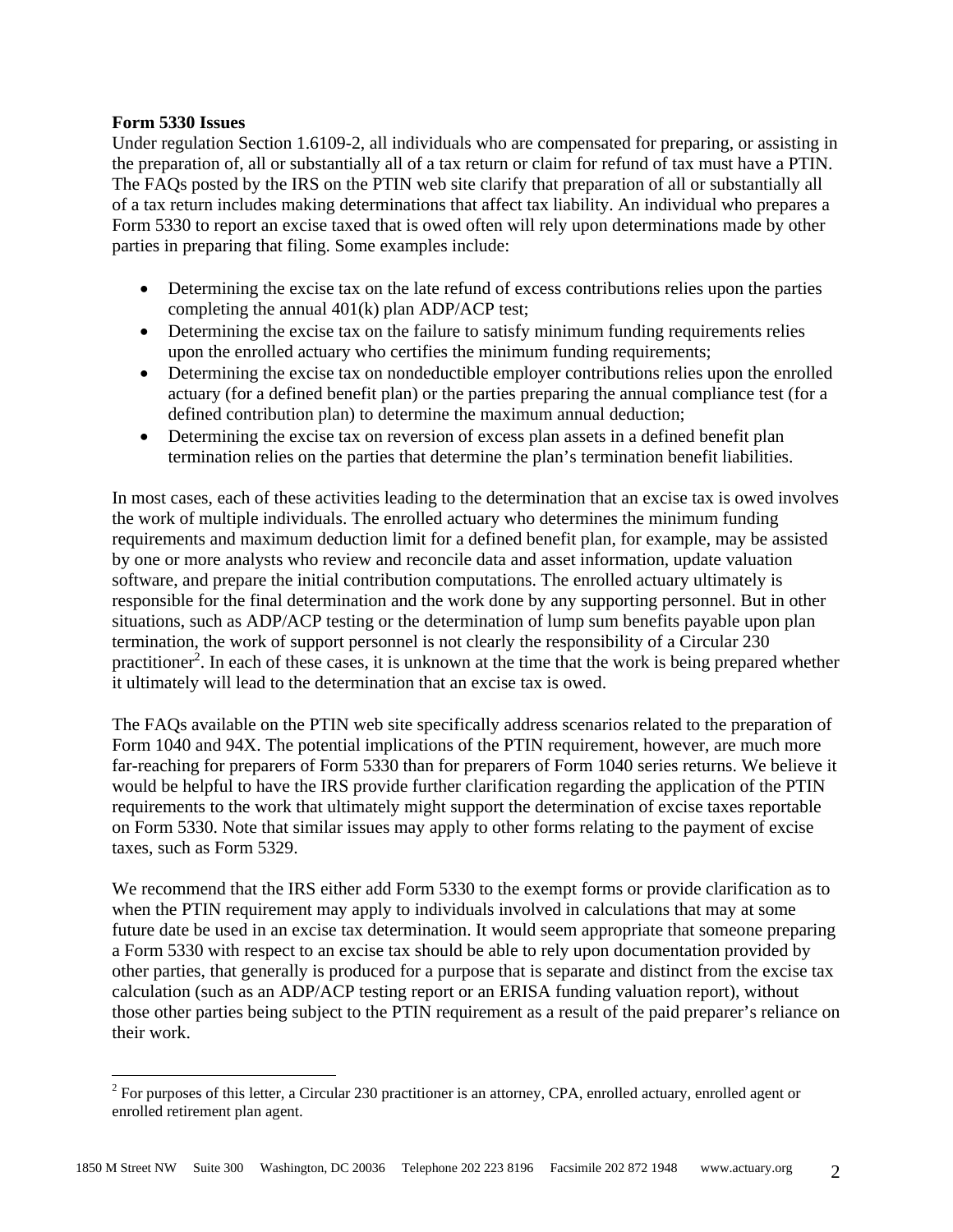**Form 5330 Issues**

Under regulation Section 1.6109-2, all individuals who are compensated for preparing, or assisting in the preparation of, all or substantially all of a tax return or claim for refund of tax must have a PTIN. The FAQs posted by the IRS on the PTIN web site clarify that preparation of all or substantially all of a tax return includes making determinations that affect tax liability. An individual who prepares a Form 5330 to report an excise taxed that is owed often will rely upon determinations made by other parties in preparing that filing. Some examples include:

- Determining the excise tax on the late refund of excess contributions relies upon the parties completing the annual 401(k) plan ADP/ACP test;
- Determining the excise tax on the failure to satisfy minimum funding requirements relies upon the enrolled actuary who certifies the minimum funding requirements;
- Determining the excise tax on nondeductible employer contributions relies upon the enrolled actuary (for a defined benefit plan) or the parties preparing the annual compliance test (for a defined contribution plan) to determine the maximum annual deduction;
- Determining the excise tax on reversion of excess plan assets in a defined benefit plan termination relies on the parties that determine the plan's termination benefit liabilities.

In most cases, each of these activities leading to the determination that an excise tax is owed involves the work of multiple individuals. The enrolled actuary who determines the minimum funding requirements and maximum deduction limit for a defined benefit plan, for example, may be assisted by one or more analysts who review and reconcile data and asset information, update valuation software, and prepare the initial contribution computations. The enrolled actuary ultimately is responsible for the final determination and the work done by any supporting personnel. But in other situations, such as ADP/ACP testing or the determination of lump sum benefits payable upon plan termination, the work of support personnel is not clearly the responsibility of a Circular 230 practitioner[2]. In each of these cases, it is unknown at the time that the work is being prepared whether it ultimately will lead to the determination that an excise tax is owed.

The FAQs available on the PTIN web site specifically address scenarios related to the preparation of Form 1040 and 94X. The potential implications of the PTIN requirement, however, are much more far-reaching for preparers of Form 5330 than for preparers of Form 1040 series returns. We believe it would be helpful to have the IRS provide further clarification regarding the application of the PTIN requirements to the work that ultimately might support the determination of excise taxes reportable on Form 5330. Note that similar issues may apply to other forms relating to the payment of excise taxes, such as Form 5329.

We recommend that the IRS either add Form 5330 to the exempt forms or provide clarification as to when the PTIN requirement may apply to individuals involved in calculations that may at some future date be used in an excise tax determination. It would seem appropriate that someone preparing a Form 5330 with respect to an excise tax should be able to rely upon documentation provided by other parties, that generally is produced for a purpose that is separate and distinct from the excise tax calculation (such as an ADP/ACP testing report or an ERISA funding valuation report), without those other parties being subject to the PTIN requirement as a result of the paid preparer's reliance on their work.

---

[2] For purposes of this letter, a Circular 230 practitioner is an attorney, CPA, enrolled actuary, enrolled agent or enrolled retirement plan agent.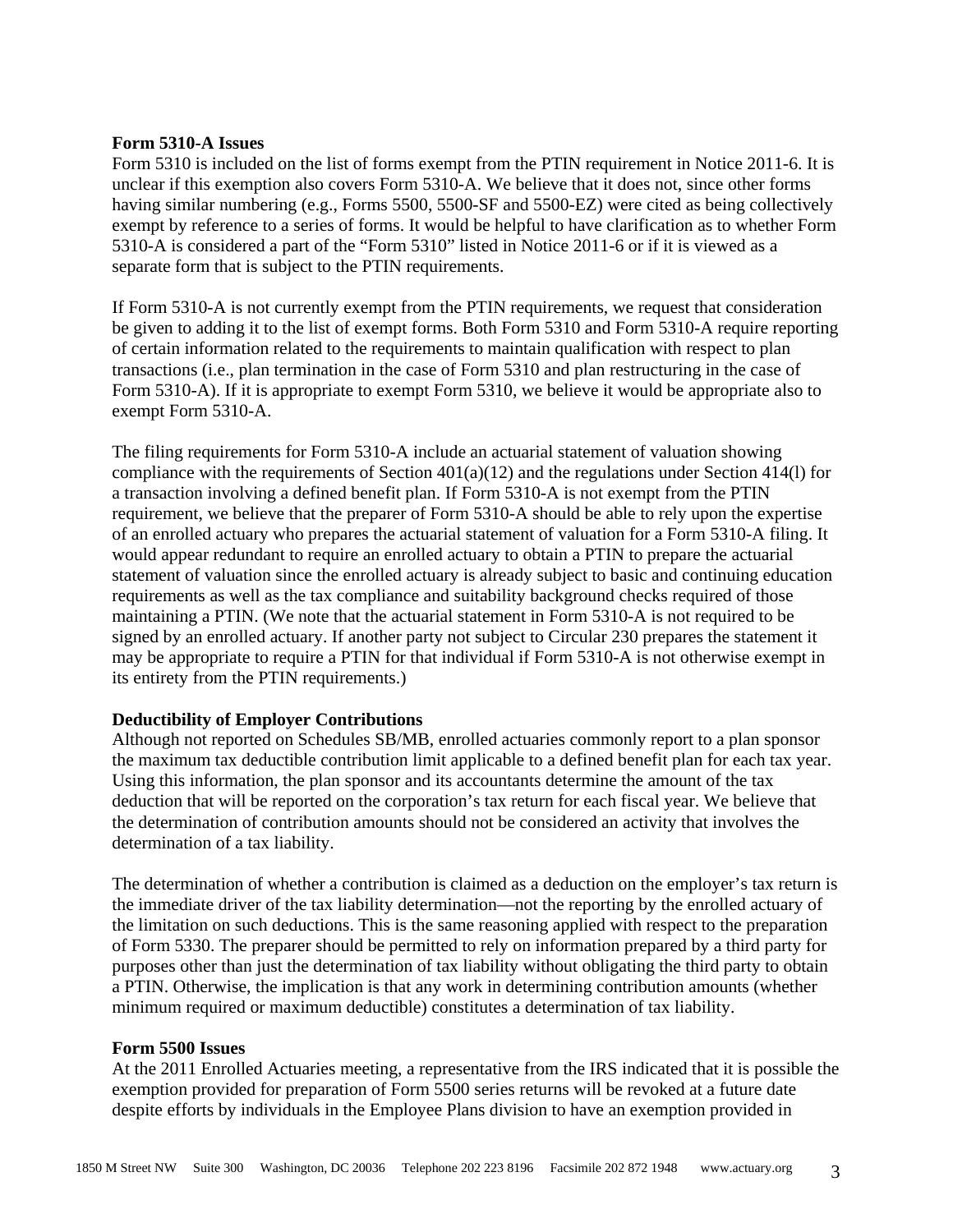**Form 5310-A Issues**

Form 5310 is included on the list of forms exempt from the PTIN requirement in Notice 2011-6. It is unclear if this exemption also covers Form 5310-A. We believe that it does not, since other forms having similar numbering (e.g., Forms 5500, 5500-SF and 5500-EZ) were cited as being collectively exempt by reference to a series of forms. It would be helpful to have clarification as to whether Form 5310-A is considered a part of the "Form 5310" listed in Notice 2011-6 or if it is viewed as a separate form that is subject to the PTIN requirements.

If Form 5310-A is not currently exempt from the PTIN requirements, we request that consideration be given to adding it to the list of exempt forms. Both Form 5310 and Form 5310-A require reporting of certain information related to the requirements to maintain qualification with respect to plan transactions (i.e., plan termination in the case of Form 5310 and plan restructuring in the case of Form 5310-A). If it is appropriate to exempt Form 5310, we believe it would be appropriate also to exempt Form 5310-A.

The filing requirements for Form 5310-A include an actuarial statement of valuation showing compliance with the requirements of Section 401(a)(12) and the regulations under Section 414(l) for a transaction involving a defined benefit plan. If Form 5310-A is not exempt from the PTIN requirement, we believe that the preparer of Form 5310-A should be able to rely upon the expertise of an enrolled actuary who prepares the actuarial statement of valuation for a Form 5310-A filing. It would appear redundant to require an enrolled actuary to obtain a PTIN to prepare the actuarial statement of valuation since the enrolled actuary is already subject to basic and continuing education requirements as well as the tax compliance and suitability background checks required of those maintaining a PTIN. (We note that the actuarial statement in Form 5310-A is not required to be signed by an enrolled actuary. If another party not subject to Circular 230 prepares the statement it may be appropriate to require a PTIN for that individual if Form 5310-A is not otherwise exempt in its entirety from the PTIN requirements.)

**Deductibility of Employer Contributions**

Although not reported on Schedules SB/MB, enrolled actuaries commonly report to a plan sponsor the maximum tax deductible contribution limit applicable to a defined benefit plan for each tax year. Using this information, the plan sponsor and its accountants determine the amount of the tax deduction that will be reported on the corporation's tax return for each fiscal year. We believe that the determination of contribution amounts should not be considered an activity that involves the determination of a tax liability.

The determination of whether a contribution is claimed as a deduction on the employer's tax return is the immediate driver of the tax liability determination—not the reporting by the enrolled actuary of the limitation on such deductions. This is the same reasoning applied with respect to the preparation of Form 5330. The preparer should be permitted to rely on information prepared by a third party for purposes other than just the determination of tax liability without obligating the third party to obtain a PTIN. Otherwise, the implication is that any work in determining contribution amounts (whether minimum required or maximum deductible) constitutes a determination of tax liability.

**Form 5500 Issues**

At the 2011 Enrolled Actuaries meeting, a representative from the IRS indicated that it is possible the exemption provided for preparation of Form 5500 series returns will be revoked at a future date despite efforts by individuals in the Employee Plans division to have an exemption provided in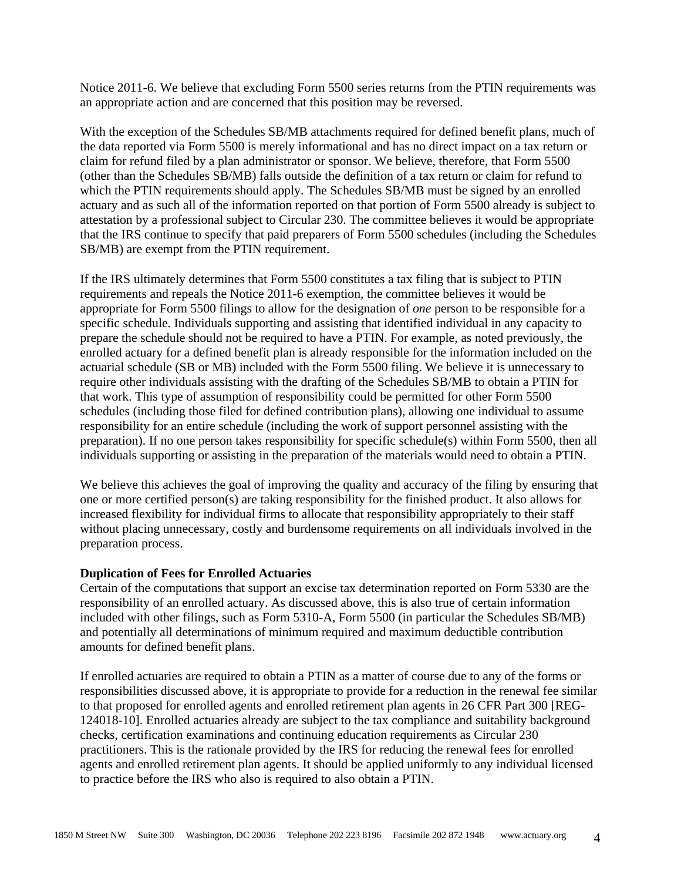Notice 2011-6. We believe that excluding Form 5500 series returns from the PTIN requirements was an appropriate action and are concerned that this position may be reversed.

With the exception of the Schedules SB/MB attachments required for defined benefit plans, much of the data reported via Form 5500 is merely informational and has no direct impact on a tax return or claim for refund filed by a plan administrator or sponsor. We believe, therefore, that Form 5500 (other than the Schedules SB/MB) falls outside the definition of a tax return or claim for refund to which the PTIN requirements should apply. The Schedules SB/MB must be signed by an enrolled actuary and as such all of the information reported on that portion of Form 5500 already is subject to attestation by a professional subject to Circular 230. The committee believes it would be appropriate that the IRS continue to specify that paid preparers of Form 5500 schedules (including the Schedules SB/MB) are exempt from the PTIN requirement.

If the IRS ultimately determines that Form 5500 constitutes a tax filing that is subject to PTIN requirements and repeals the Notice 2011-6 exemption, the committee believes it would be appropriate for Form 5500 filings to allow for the designation of *one* person to be responsible for a specific schedule. Individuals supporting and assisting that identified individual in any capacity to prepare the schedule should not be required to have a PTIN. For example, as noted previously, the enrolled actuary for a defined benefit plan is already responsible for the information included on the actuarial schedule (SB or MB) included with the Form 5500 filing. We believe it is unnecessary to require other individuals assisting with the drafting of the Schedules SB/MB to obtain a PTIN for that work. This type of assumption of responsibility could be permitted for other Form 5500 schedules (including those filed for defined contribution plans), allowing one individual to assume responsibility for an entire schedule (including the work of support personnel assisting with the preparation). If no one person takes responsibility for specific schedule(s) within Form 5500, then all individuals supporting or assisting in the preparation of the materials would need to obtain a PTIN.

We believe this achieves the goal of improving the quality and accuracy of the filing by ensuring that one or more certified person(s) are taking responsibility for the finished product. It also allows for increased flexibility for individual firms to allocate that responsibility appropriately to their staff without placing unnecessary, costly and burdensome requirements on all individuals involved in the preparation process.

**Duplication of Fees for Enrolled Actuaries**

Certain of the computations that support an excise tax determination reported on Form 5330 are the responsibility of an enrolled actuary. As discussed above, this is also true of certain information included with other filings, such as Form 5310-A, Form 5500 (in particular the Schedules SB/MB) and potentially all determinations of minimum required and maximum deductible contribution amounts for defined benefit plans.

If enrolled actuaries are required to obtain a PTIN as a matter of course due to any of the forms or responsibilities discussed above, it is appropriate to provide for a reduction in the renewal fee similar to that proposed for enrolled agents and enrolled retirement plan agents in 26 CFR Part 300 [REG-124018-10]. Enrolled actuaries already are subject to the tax compliance and suitability background checks, certification examinations and continuing education requirements as Circular 230 practitioners. This is the rationale provided by the IRS for reducing the renewal fees for enrolled agents and enrolled retirement plan agents. It should be applied uniformly to any individual licensed to practice before the IRS who also is required to also obtain a PTIN.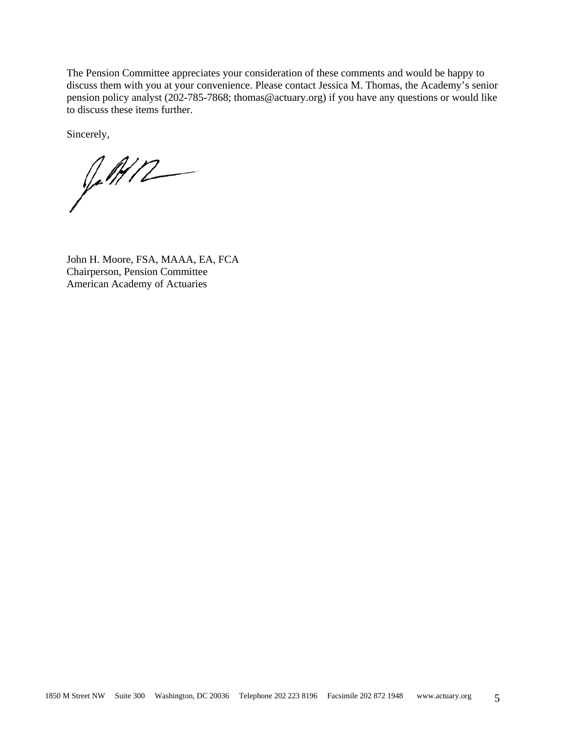The Pension Committee appreciates your consideration of these comments and would be happy to discuss them with you at your convenience. Please contact Jessica M. Thomas, the Academy's senior pension policy analyst (202-785-7868; thomas@actuary.org) if you have any questions or would like to discuss these items further.

Sincerely,

John H. Moore, FSA, MAAA, EA, FCA
Chairperson, Pension Committee
American Academy of Actuaries